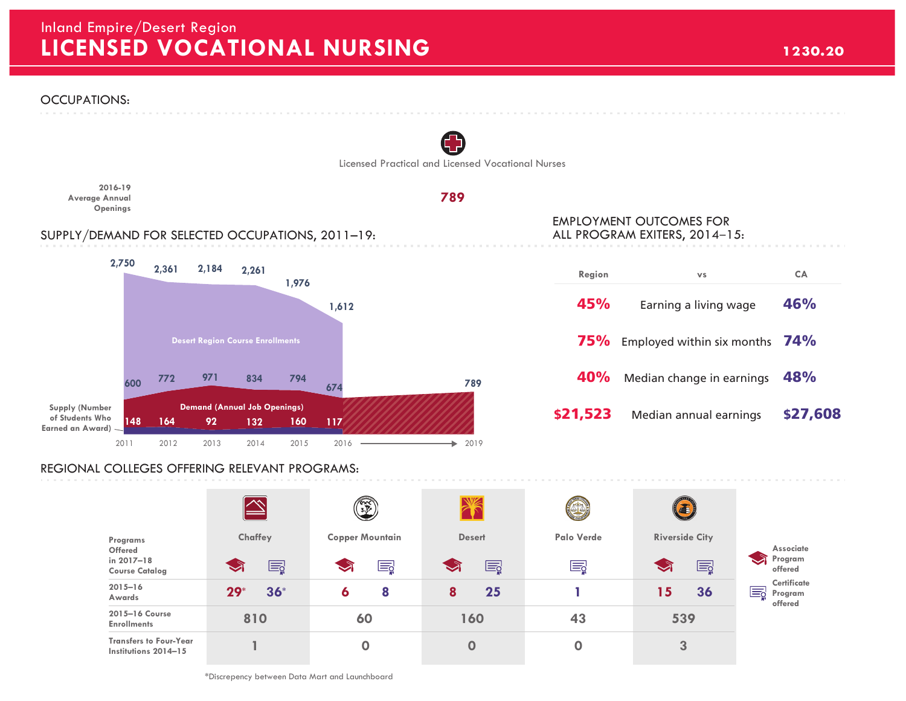# Inland Empire/Desert Region

# LICENSED VOCATIONAL NURSING

1230.20

## OCCUPATIONS:

Licensed Practical and Licensed Vocational Nurses

| | Licensed Practical and Licensed Vocational Nurses |
|---|---|
| 2016-19 Average Annual Openings | 789 |

## SUPPLY/DEMAND FOR SELECTED OCCUPATIONS, 2011–19:

| Year | Desert Region Course Enrollments | Demand (Annual Job Openings) | Supply (Number of Students Who Earned an Award) |
|---|---|---|---|
| 2011 | 2,750 | 600 | 148 |
| 2012 | 2,361 | 772 | 164 |
| 2013 | 2,184 | 971 | 92 |
| 2014 | 2,261 | 834 | 132 |
| 2015 | 1,976 | 794 | 160 |
| 2016 | 1,612 | 674 | 117 |
| 2019 | | 789 | |

## EMPLOYMENT OUTCOMES FOR ALL PROGRAM EXITERS, 2014–15:

| Region | vs | CA |
|---|---|---|
| 45% | Earning a living wage | 46% |
| 75% | Employed within six months | 74% |
| 40% | Median change in earnings | 48% |
| $21,523 | Median annual earnings | $27,608 |

## REGIONAL COLLEGES OFFERING RELEVANT PROGRAMS:

| | Chaffey | | Copper Mountain | | Desert | | Palo Verde | Riverside City | |
|---|---|---|---|---|---|---|---|---|---|
| Programs Offered in 2017–18 Course Catalog | Associate | Certificate | Associate | Certificate | Associate | Certificate | Certificate | Associate | Certificate |
| 2015–16 Awards | 29* | 36* | 6 | 8 | 8 | 25 | 1 | 15 | 36 |
| 2015–16 Course Enrollments | 810 | | 60 | | 160 | | 43 | 539 | |
| Transfers to Four-Year Institutions 2014–15 | 1 | | 0 | | 0 | | 0 | 3 | |

Associate Program offered

Certificate Program offered

*Discrepency between Data Mart and Launchboard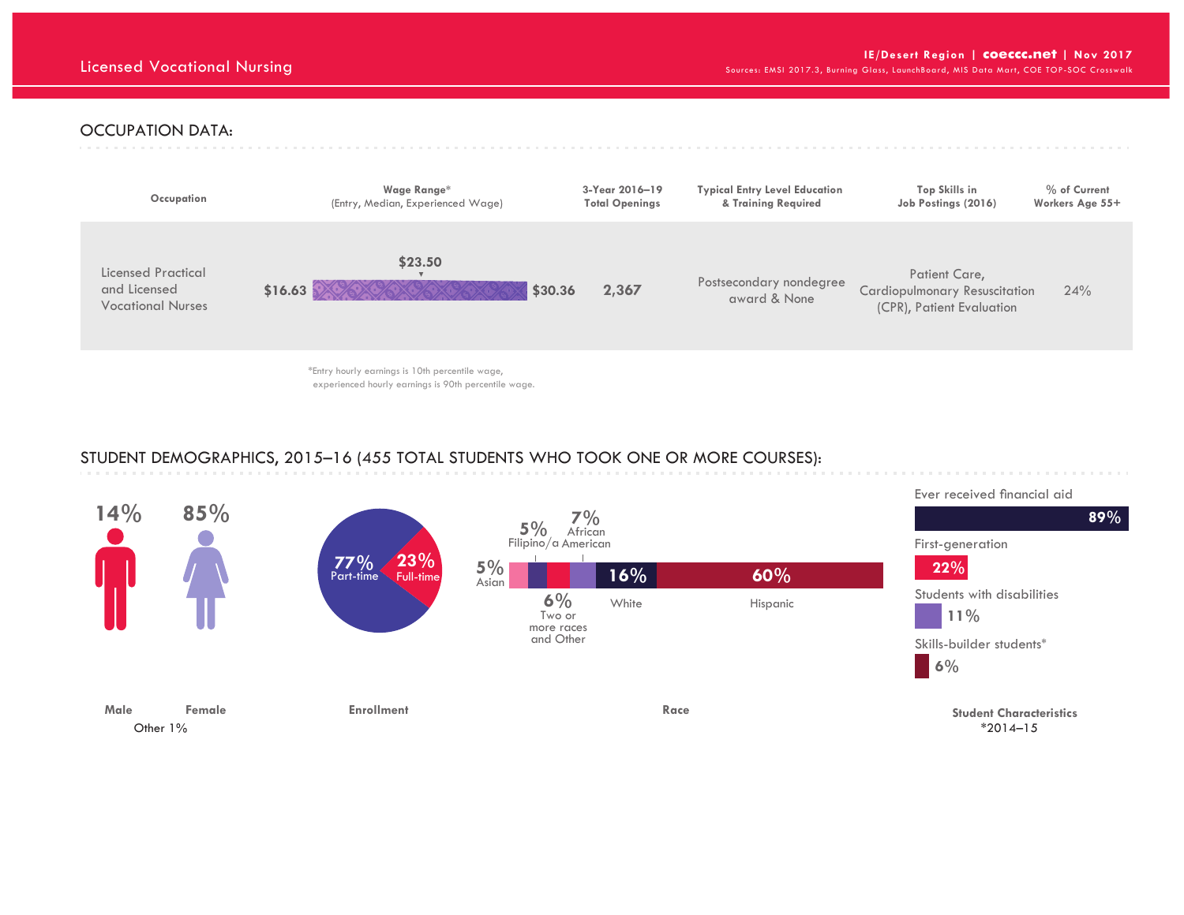Licensed Vocational Nursing

IE/Desert Region | coeccc.net | Nov 2017

Sources: EMSI 2017.3, Burning Glass, LaunchBoard, MIS Data Mart, COE TOP-SOC Crosswalk

## OCCUPATION DATA:

| Occupation | Wage Range* (Entry, Median, Experienced Wage) | 3-Year 2016–19 Total Openings | Typical Entry Level Education & Training Required | Top Skills in Job Postings (2016) | % of Current Workers Age 55+ |
|---|---|---|---|---|---|
| Licensed Practical and Licensed Vocational Nurses | $16.63 / $23.50 / $30.36 | 2,367 | Postsecondary nondegree award & None | Patient Care, Cardiopulmonary Resuscitation (CPR), Patient Evaluation | 24% |

*Entry hourly earnings is 10th percentile wage, experienced hourly earnings is 90th percentile wage.

## STUDENT DEMOGRAPHICS, 2015–16 (455 TOTAL STUDENTS WHO TOOK ONE OR MORE COURSES):

14%
Male

85%
Female

Other 1%

77% Part-time
23% Full-time
Enrollment

5% Asian
5% Filipino/a
6% Two or more races and Other
7% African American
16% White
60% Hispanic
Race

Ever received financial aid 89%
First-generation 22%
Students with disabilities 11%
Skills-builder students* 6%

Student Characteristics
*2014–15